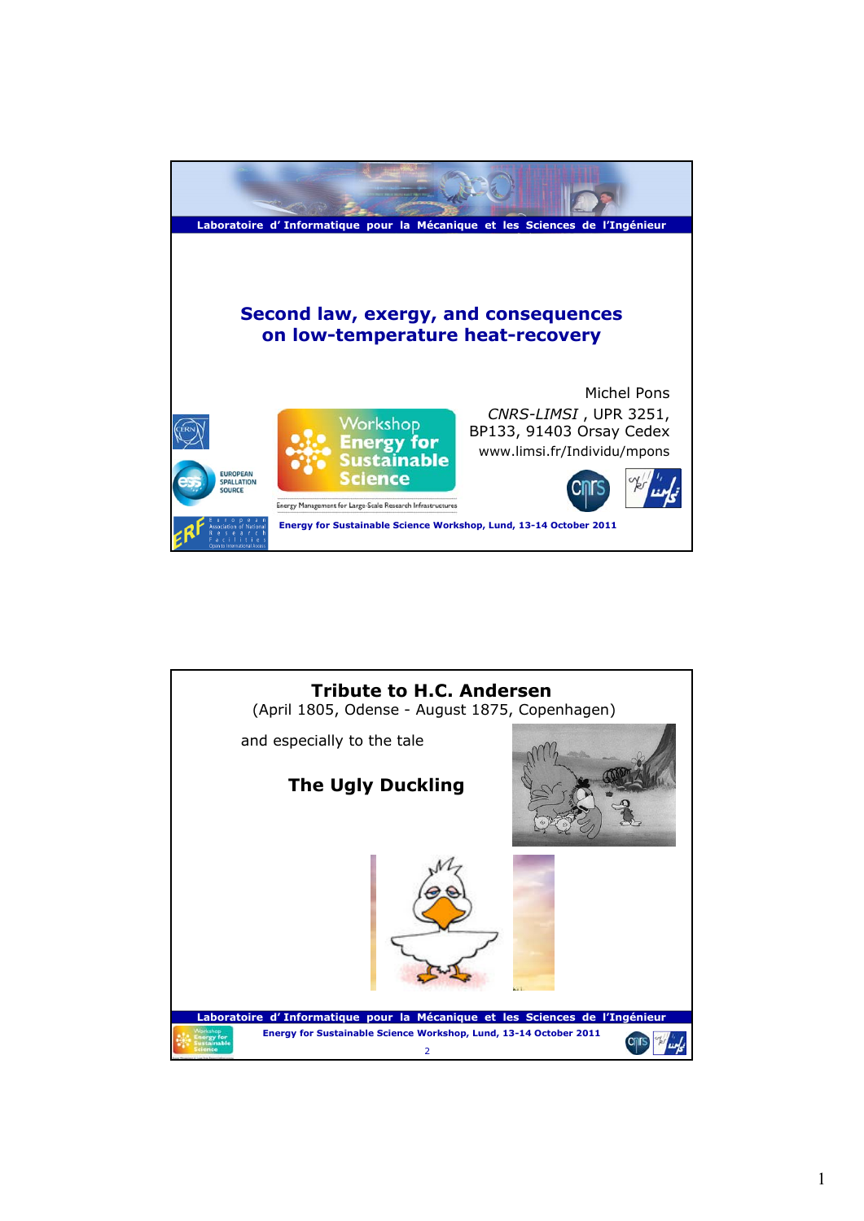Laboratoire d' Informatique pour la Mécanique et les Sciences de l'Ingénieur

# Second law, exergy, and consequences on low-temperature heat-recovery

Michel Pons

*CNRS-LIMSI* , UPR 3251,
BP133, 91403 Orsay Cedex
www.limsi.fr/Individu/mpons

Workshop Energy for Sustainable Science

Energy Management for Large-Scale Research Infrastructures

Energy for Sustainable Science Workshop, Lund, 13-14 October 2011

---

## Tribute to H.C. Andersen

(April 1805, Odense - August 1875, Copenhagen)

and especially to the tale

**The Ugly Duckling**

Laboratoire d' Informatique pour la Mécanique et les Sciences de l'Ingénieur

Energy for Sustainable Science Workshop, Lund, 13-14 October 2011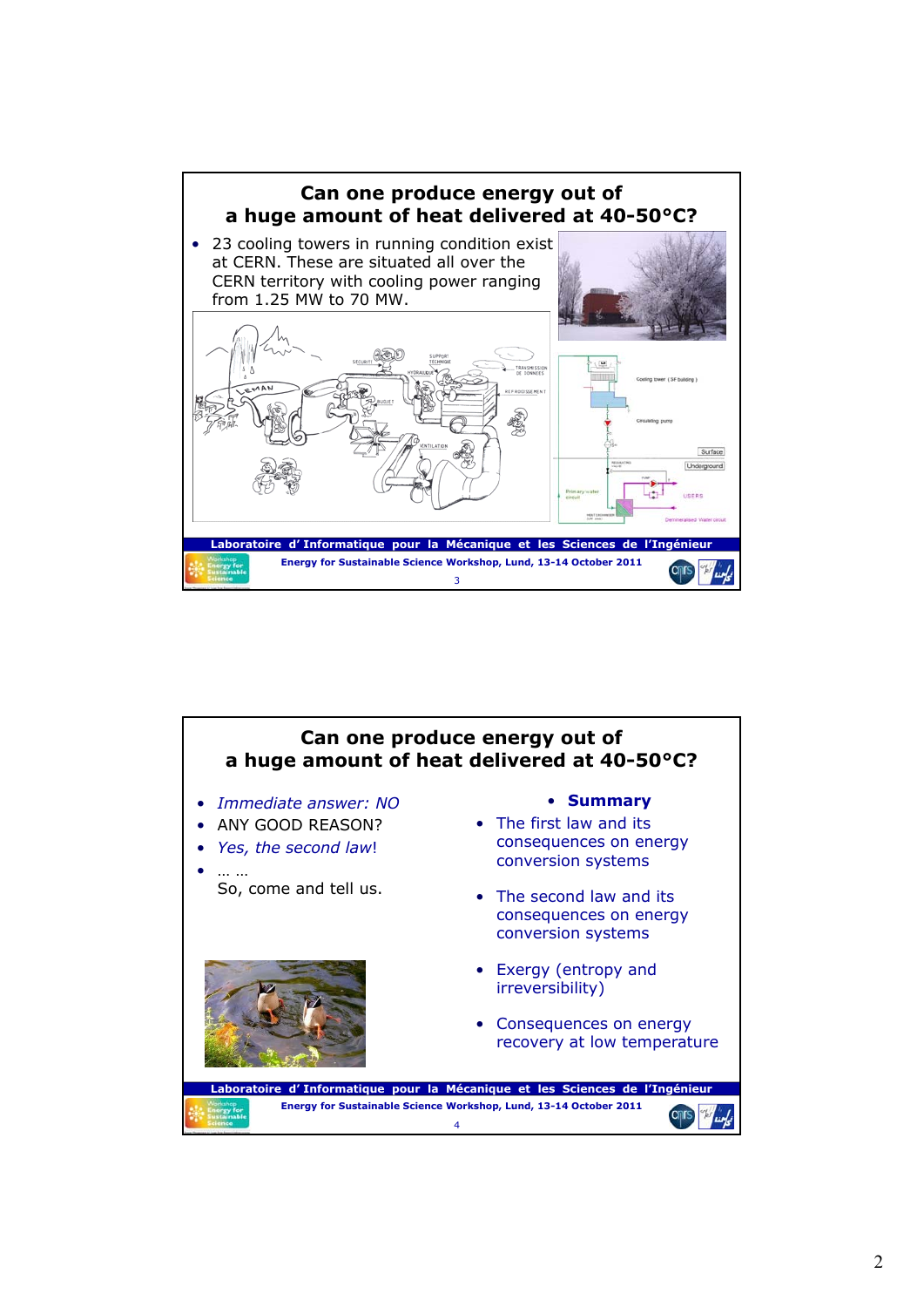## Can one produce energy out of a huge amount of heat delivered at 40-50°C?

- 23 cooling towers in running condition exist at CERN. These are situated all over the CERN territory with cooling power ranging from 1.25 MW to 70 MW.

Laboratoire d' Informatique pour la Mécanique et les Sciences de l'Ingénieur

Energy for Sustainable Science Workshop, Lund, 13-14 October 2011

## Can one produce energy out of a huge amount of heat delivered at 40-50°C?

- *Immediate answer: NO*
- ANY GOOD REASON?
- *Yes, the second law!*
- … …

  So, come and tell us.

- **Summary**
- The first law and its consequences on energy conversion systems
- The second law and its consequences on energy conversion systems
- Exergy (entropy and irreversibility)
- Consequences on energy recovery at low temperature

Laboratoire d' Informatique pour la Mécanique et les Sciences de l'Ingénieur

Energy for Sustainable Science Workshop, Lund, 13-14 October 2011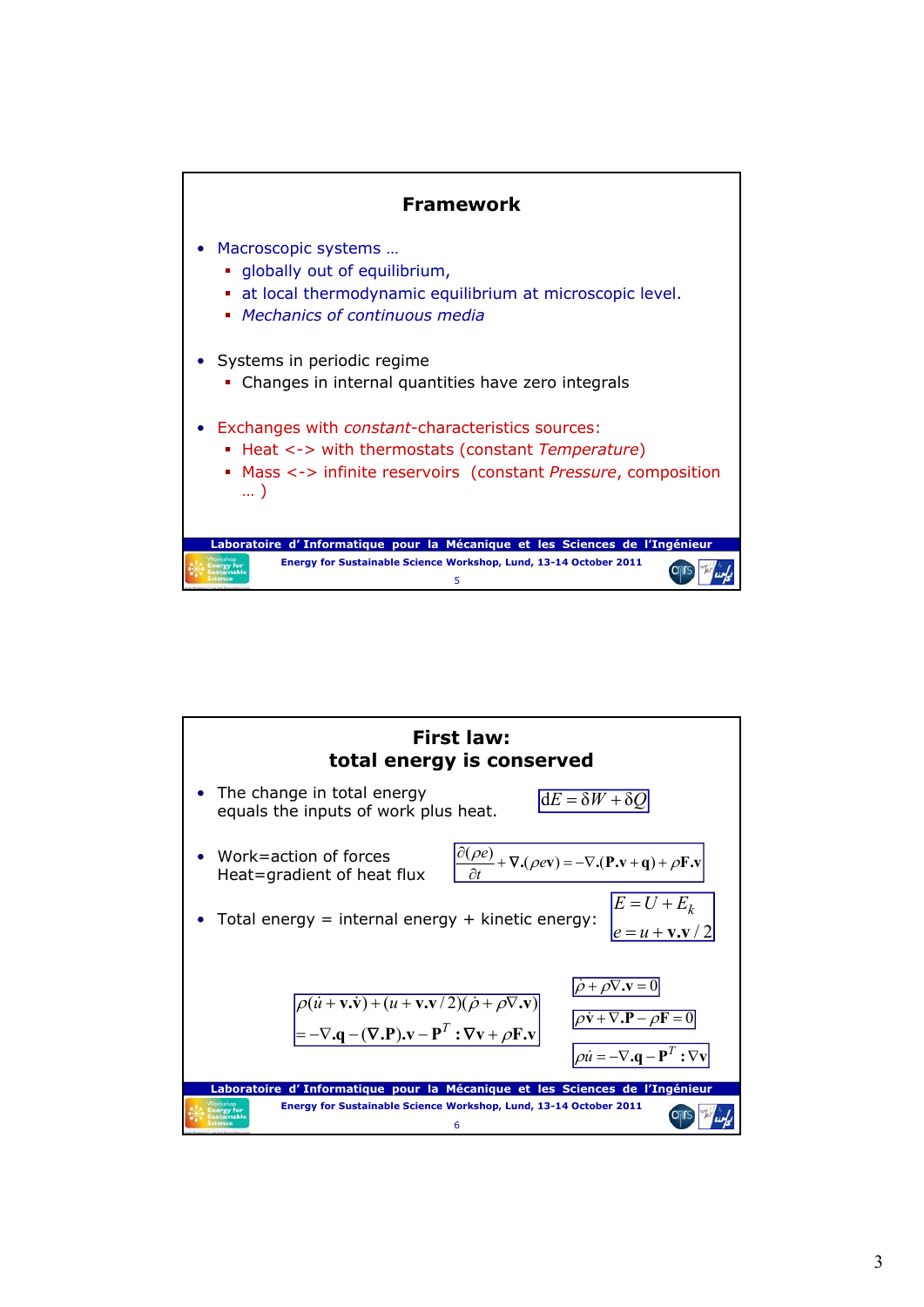## Framework

- Macroscopic systems …
  - globally out of equilibrium,
  - at local thermodynamic equilibrium at microscopic level.
  - *Mechanics of continuous media*

- Systems in periodic regime
  - Changes in internal quantities have zero integrals

- Exchanges with *constant*-characteristics sources:
  - Heat <-> with thermostats (constant *Temperature*)
  - Mass <-> infinite reservoirs (constant *Pressure*, composition … )

## First law: total energy is conserved

- The change in total energy equals the inputs of work plus heat.

$$\mathrm{d}E = \delta W + \delta Q$$

- Work=action of forces
  Heat=gradient of heat flux

$$\frac{\partial(\rho e)}{\partial t} + \nabla.(\rho e \mathbf{v}) = -\nabla.(\mathbf{P}.\mathbf{v} + \mathbf{q}) + \rho \mathbf{F}.\mathbf{v}$$

- Total energy = internal energy + kinetic energy:

$$E = U + E_k$$
$$e = u + \mathbf{v}.\mathbf{v}/2$$

$$\rho(\dot{u} + \mathbf{v}.\dot{\mathbf{v}}) + (u + \mathbf{v}.\mathbf{v}/2)(\dot{\rho} + \rho\nabla.\mathbf{v})$$
$$= -\nabla.\mathbf{q} - (\nabla.\mathbf{P}).\mathbf{v} - \mathbf{P}^T : \nabla\mathbf{v} + \rho\mathbf{F}.\mathbf{v}$$

$$\dot{\rho} + \rho\nabla.\mathbf{v} = 0$$

$$\rho\dot{\mathbf{v}} + \nabla.\mathbf{P} - \rho\mathbf{F} = 0$$

$$\rho\dot{u} = -\nabla.\mathbf{q} - \mathbf{P}^T : \nabla\mathbf{v}$$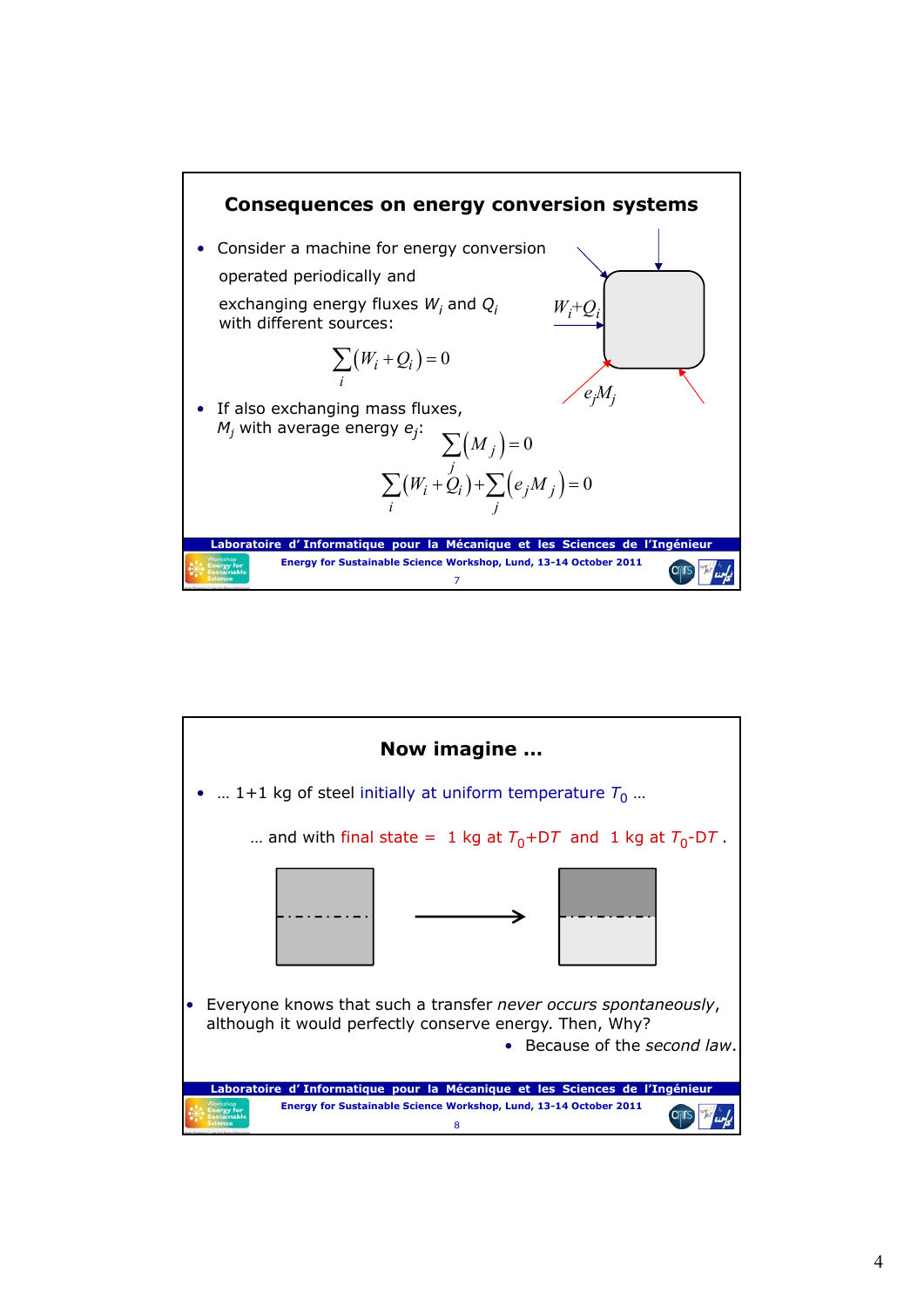## Consequences on energy conversion systems

- Consider a machine for energy conversion operated periodically and exchanging energy fluxes $W_i$ and $Q_i$ with different sources:

$$\sum_i (W_i + Q_i) = 0$$

$W_i + Q_i$

$e_j M_j$

- If also exchanging mass fluxes, $M_j$ with average energy $e_j$:

$$\sum_j (M_j) = 0$$

$$\sum_i (W_i + Q_i) + \sum_j (e_j M_j) = 0$$

## Now imagine …

- … 1+1 kg of steel initially at uniform temperature $T_0$ …

  … and with final state = 1 kg at $T_0 + DT$ and 1 kg at $T_0 - DT$ .

- Everyone knows that such a transfer *never occurs spontaneously*, although it would perfectly conserve energy. Then, Why?
  - Because of the *second law*.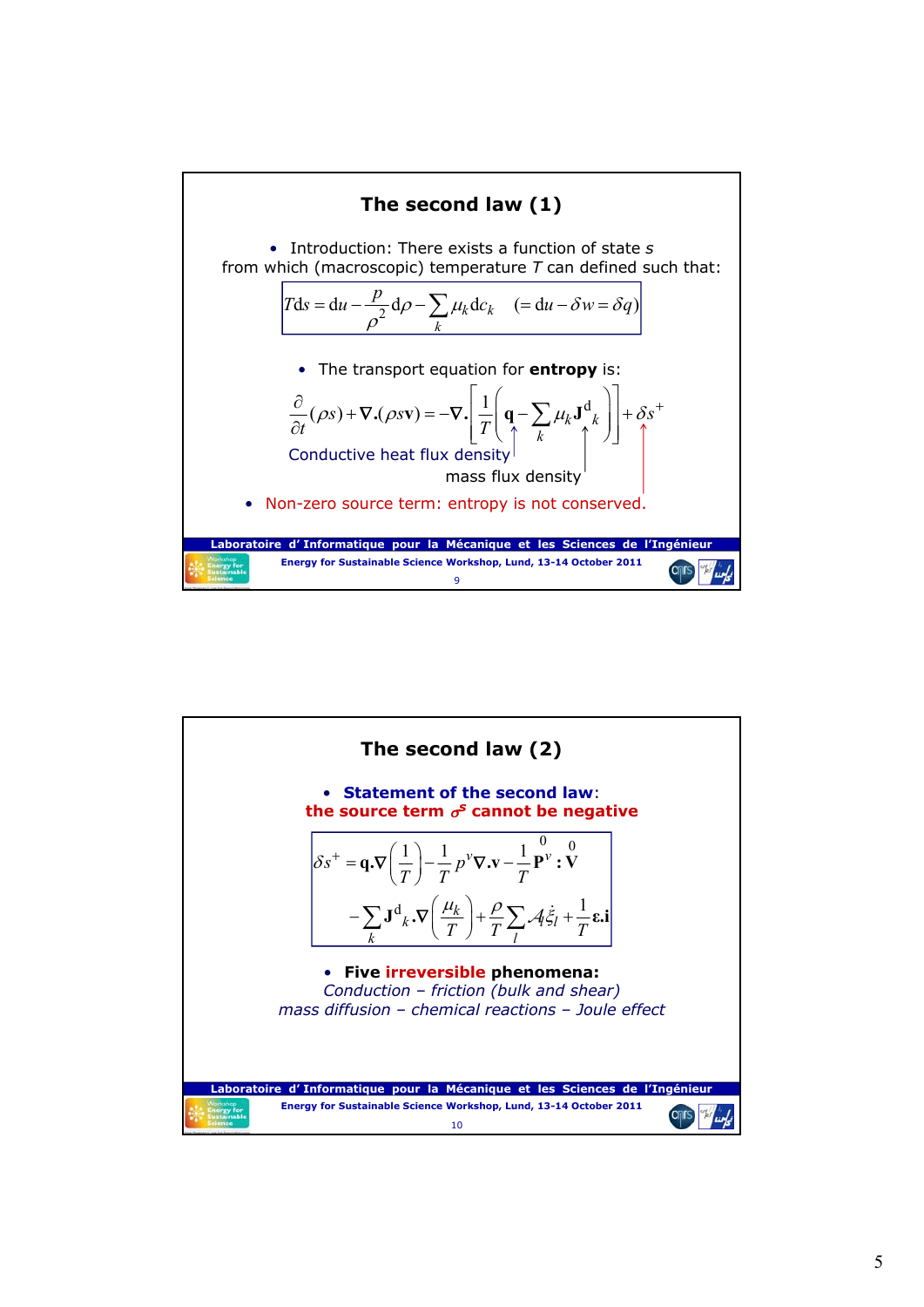## The second law (1)

- Introduction: There exists a function of state $s$ from which (macroscopic) temperature $T$ can defined such that:

$$T\mathrm{d}s = \mathrm{d}u - \frac{p}{\rho^2}\mathrm{d}\rho - \sum_k \mu_k \mathrm{d}c_k \quad (= \mathrm{d}u - \delta w = \delta q)$$

- The transport equation for **entropy** is:

$$\frac{\partial}{\partial t}(\rho s) + \nabla.(\rho s \mathbf{v}) = -\nabla.\left[\frac{1}{T}\left(\mathbf{q} - \sum_k \mu_k \mathbf{J}^{\mathrm{d}}{}_k\right)\right] + \delta s^+$$

Conductive heat flux density ($\mathbf{q}$)

mass flux density ($\mathbf{J}^{\mathrm{d}}{}_k$)

- Non-zero source term: entropy is not conserved.

Laboratoire d' Informatique pour la Mécanique et les Sciences de l'Ingénieur

Energy for Sustainable Science Workshop, Lund, 13-14 October 2011

## The second law (2)

- **Statement of the second law**: **the source term $\sigma^s$ cannot be negative**

$$\delta s^+ = \mathbf{q}.\nabla\left(\frac{1}{T}\right) - \frac{1}{T}p^v \nabla.\mathbf{v} - \frac{1}{T}\overset{0}{\mathbf{P}^v} : \overset{0}{\mathbf{V}}$$
$$- \sum_k \mathbf{J}^{\mathrm{d}}{}_k.\nabla\left(\frac{\mu_k}{T}\right) + \frac{\rho}{T}\sum_l \mathcal{A}_l \dot{\xi}_l + \frac{1}{T}\boldsymbol{\varepsilon}.\mathbf{i}$$

- **Five irreversible phenomena:**
  *Conduction – friction (bulk and shear)*
  *mass diffusion – chemical reactions – Joule effect*

Laboratoire d' Informatique pour la Mécanique et les Sciences de l'Ingénieur

Energy for Sustainable Science Workshop, Lund, 13-14 October 2011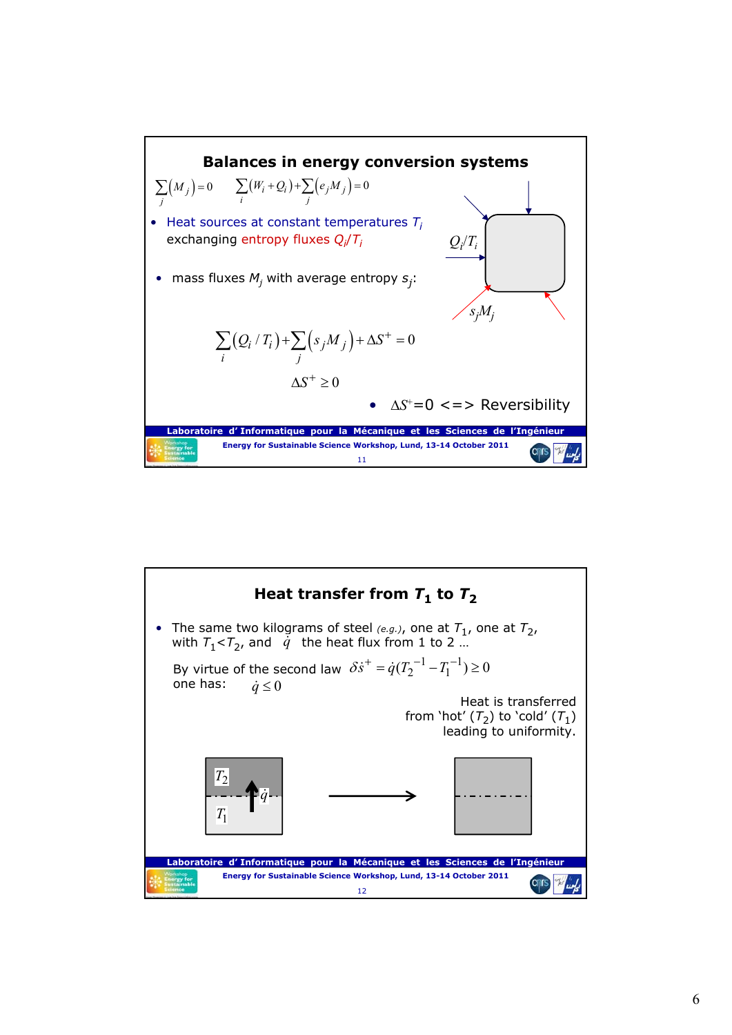## Balances in energy conversion systems

$$\sum_j (M_j) = 0 \qquad \sum_i (W_i + Q_i) + \sum_j (e_j M_j) = 0$$

- Heat sources at constant temperatures $T_i$ exchanging entropy fluxes $Q_i/T_i$
- mass fluxes $M_j$ with average entropy $s_j$:

$Q_i/T_i$

$s_j M_j$

$$\sum_i (Q_i / T_i) + \sum_j (s_j M_j) + \Delta S^+ = 0$$

$$\Delta S^+ \geq 0$$

- $\Delta S^+ = 0$ <=> Reversibility

## Heat transfer from $T_1$ to $T_2$

- The same two kilograms of steel *(e.g.)*, one at $T_1$, one at $T_2$, with $T_1 < T_2$, and $\dot{q}$ the heat flux from 1 to 2 …

By virtue of the second law $\delta \dot{s}^+ = \dot{q}(T_2^{-1} - T_1^{-1}) \geq 0$
one has: $\dot{q} \leq 0$

Heat is transferred from 'hot' ($T_2$) to 'cold' ($T_1$) leading to uniformity.

$T_2$ $\dot{q}$ $T_1$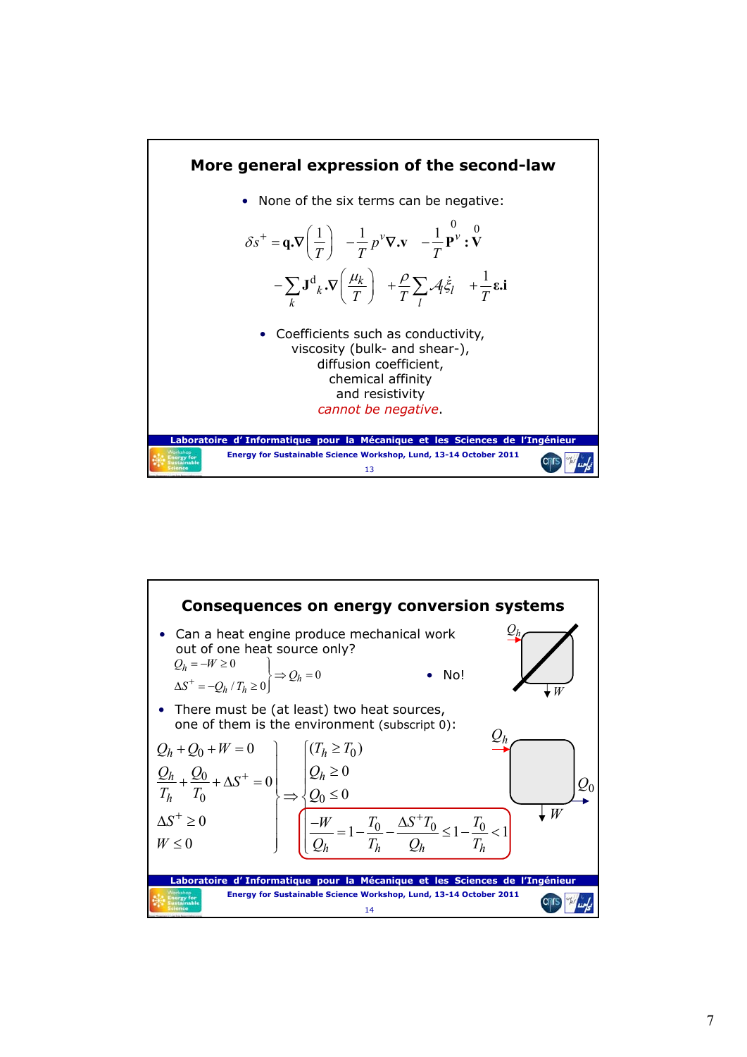## More general expression of the second-law

- None of the six terms can be negative:

$$\delta s^+ = \mathbf{q}.\nabla\left(\frac{1}{T}\right) \quad -\frac{1}{T}p^v \nabla.\mathbf{v} \quad -\frac{1}{T}\overset{0}{\mathbf{P}^v} : \overset{0}{\mathbf{V}}$$

$$-\sum_k \mathbf{J}^{\mathrm{d}}{}_k.\nabla\left(\frac{\mu_k}{T}\right) \quad +\frac{\rho}{T}\sum_l \mathcal{A}_l \dot{\xi}_l \quad +\frac{1}{T}\boldsymbol{\varepsilon}.\mathbf{i}$$

- Coefficients such as conductivity, viscosity (bulk- and shear-), diffusion coefficient, chemical affinity and resistivity *cannot be negative*.

## Consequences on energy conversion systems

- Can a heat engine produce mechanical work out of one heat source only?

$$\left.\begin{aligned} Q_h &= -W \geq 0 \\ \Delta S^+ &= -Q_h / T_h \geq 0 \end{aligned}\right\} \Rightarrow Q_h = 0$$

- No!

- There must be (at least) two heat sources, one of them is the environment (subscript 0):

$$\left.\begin{aligned} & Q_h + Q_0 + W = 0 \\ & \frac{Q_h}{T_h} + \frac{Q_0}{T_0} + \Delta S^+ = 0 \\ & \Delta S^+ \geq 0 \\ & W \leq 0 \end{aligned}\right\} \Rightarrow \left\{\begin{aligned} & (T_h \geq T_0) \\ & Q_h \geq 0 \\ & Q_0 \leq 0 \\ & \frac{-W}{Q_h} = 1 - \frac{T_0}{T_h} - \frac{\Delta S^+ T_0}{Q_h} \leq 1 - \frac{T_0}{T_h} < 1 \end{aligned}\right.$$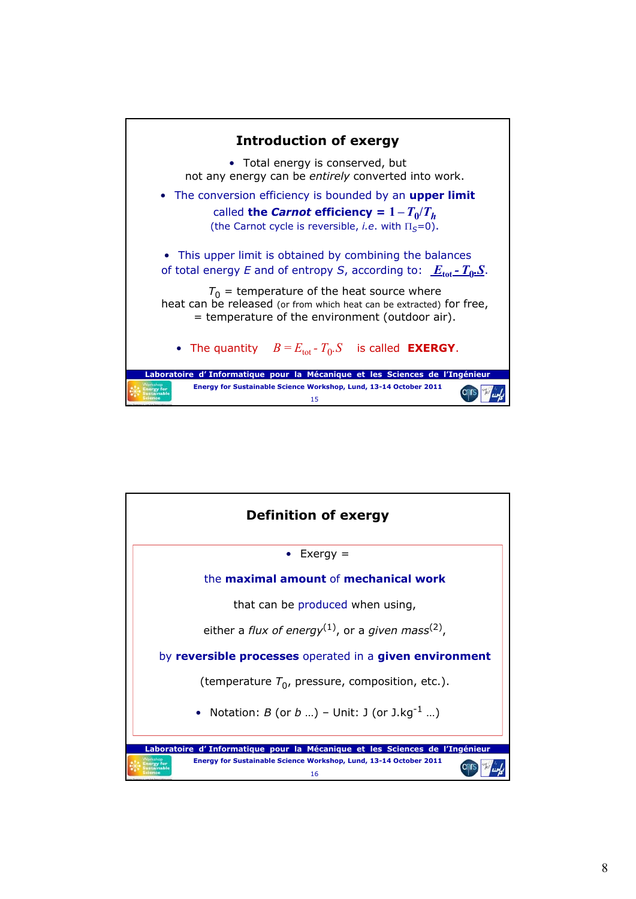## Introduction of exergy

- Total energy is conserved, but not any energy can be *entirely* converted into work.
- The conversion efficiency is bounded by an **upper limit** called **the *Carnot* efficiency** = $1 - T_0/T_h$ (the Carnot cycle is reversible, *i.e.* with $\Pi_S$=0).
- This upper limit is obtained by combining the balances of total energy $E$ and of entropy $S$, according to: $E_{tot} - T_0.S$.

$T_0$ = temperature of the heat source where heat can be released (or from which heat can be extracted) for free, = temperature of the environment (outdoor air).

- The quantity $B = E_{tot} - T_0.S$ is called **EXERGY**.

## Definition of exergy

- Exergy =

the **maximal amount** of **mechanical work**

that can be produced when using,

either a *flux of energy*[1], or a *given mass*[2],

by **reversible processes** operated in a **given environment**

(temperature $T_0$, pressure, composition, etc.).

- Notation: $B$ (or $b$ …) – Unit: J (or J.kg$^{-1}$ …)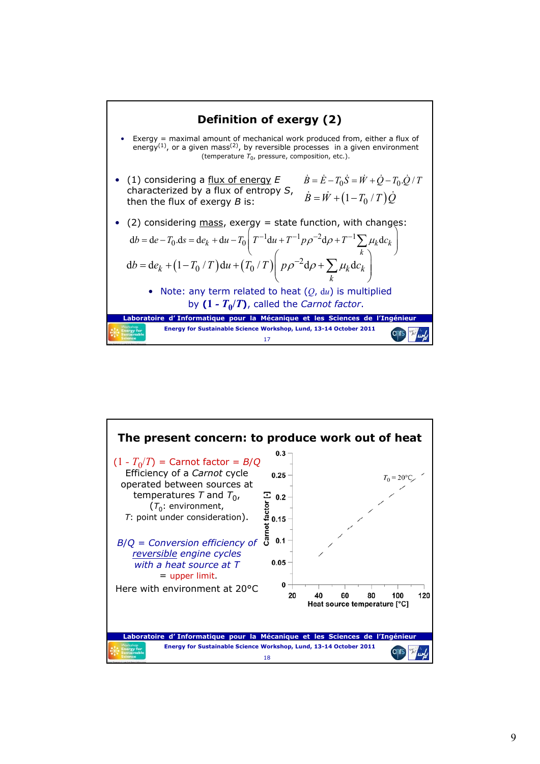## Definition of exergy (2)

- Exergy = maximal amount of mechanical work produced from, either a flux of energy[1], or a given mass[2], by reversible processes in a given environment (temperature $T_0$, pressure, composition, etc.).

- (1) considering a <u>flux of energy</u> $E$ characterized by a flux of entropy $S$, then the flux of exergy $B$ is:

$$\dot{B} = \dot{E} - T_0\dot{S} = \dot{W} + \dot{Q} - T_0.\dot{Q}/T$$

$$\dot{B} = \dot{W} + (1 - T_0/T)\dot{Q}$$

- (2) considering <u>mass</u>, exergy = state function, with changes:

$$db = de - T_0.ds = de_k + du - T_0\left(T^{-1}du + T^{-1}p\rho^{-2}d\rho + T^{-1}\sum_k \mu_k dc_k\right)$$

$$db = de_k + (1 - T_0/T)du + (T_0/T)\left(p\rho^{-2}d\rho + \sum_k \mu_k dc_k\right)$$

  - Note: any term related to heat ($Q$, $du$) is multiplied by $\mathbf{(1 - T_0/T)}$, called the *Carnot factor*.

Laboratoire d'Informatique pour la Mécanique et les Sciences de l'Ingénieur

Energy for Sustainable Science Workshop, Lund, 13-14 October 2011

## The present concern: to produce work out of heat

$(1 - T_0/T)$ = Carnot factor = $B/Q$

Efficiency of a *Carnot* cycle operated between sources at temperatures $T$ and $T_0$,
($T_0$: environment,
$T$: point under consideration).

*$B/Q$ = Conversion efficiency of <u>reversible</u> engine cycles with a heat source at $T$*
= upper limit.

Here with environment at 20°C

Laboratoire d'Informatique pour la Mécanique et les Sciences de l'Ingénieur

Energy for Sustainable Science Workshop, Lund, 13-14 October 2011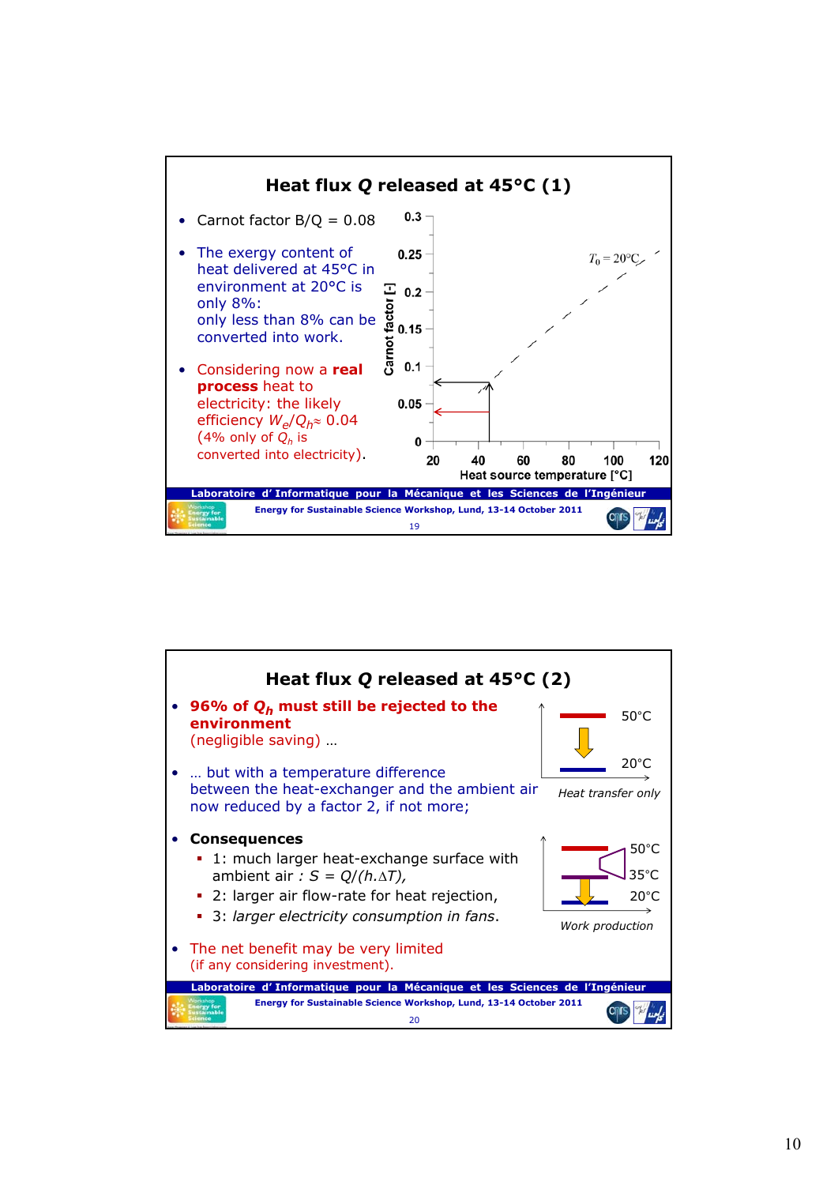## Heat flux $Q$ released at 45°C (1)

- Carnot factor B/Q = 0.08
- The exergy content of heat delivered at 45°C in environment at 20°C is only 8%: only less than 8% can be converted into work.
- Considering now a **real process** heat to electricity: the likely efficiency $W_e/Q_h \approx 0.04$ (4% only of $Q_h$ is converted into electricity).

Carnot factor [-] vs. Heat source temperature [°C] ($T_0$ = 20°C)

Laboratoire d'Informatique pour la Mécanique et les Sciences de l'Ingénieur

Energy for Sustainable Science Workshop, Lund, 13-14 October 2011

## Heat flux $Q$ released at 45°C (2)

- **96% of $Q_h$ must still be rejected to the environment** (negligible saving) …
- … but with a temperature difference between the heat-exchanger and the ambient air now reduced by a factor 2, if not more;
- **Consequences**
  - 1: much larger heat-exchange surface with ambient air : $S = Q/(h.\Delta T)$,
  - 2: larger air flow-rate for heat rejection,
  - 3: *larger electricity consumption in fans*.
- The net benefit may be very limited (if any considering investment).

50°C / 20°C — *Heat transfer only*

50°C / 35°C / 20°C — *Work production*

Laboratoire d'Informatique pour la Mécanique et les Sciences de l'Ingénieur

Energy for Sustainable Science Workshop, Lund, 13-14 October 2011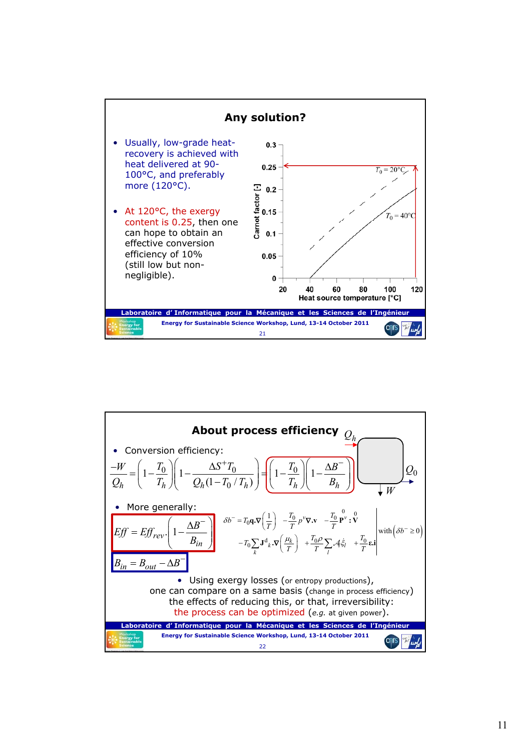## Any solution?

- Usually, low-grade heat-recovery is achieved with heat delivered at 90-100°C, and preferably more (120°C).
- At 120°C, the exergy content is 0.25, then one can hope to obtain an effective conversion efficiency of 10% (still low but non-negligible).

Carnot factor [-] vs. Heat source temperature [°C] ($T_0 = 20°C$, $T_0 = 40°C$)

## About process efficiency

- Conversion efficiency:

$$\frac{-W}{Q_h} = \left(1 - \frac{T_0}{T_h}\right)\left(1 - \frac{\Delta S^+ T_0}{Q_h(1 - T_0/T_h)}\right) = \left(1 - \frac{T_0}{T_h}\right)\left(1 - \frac{\Delta B^-}{B_h}\right)$$

$Q_h$, $Q_0$, $W$

- More generally:

$$Eff = Eff_{rev}\left(1 - \frac{\Delta B^-}{B_{in}}\right)$$

$$B_{in} = B_{out} - \Delta B^-$$

$$\delta b^- = T_0 \mathbf{q}.\nabla\left(\frac{1}{T}\right) - \frac{T_0}{T} p^v \nabla.\mathbf{v} - \frac{T_0}{T} \overset{0}{\mathbf{P}^v} : \overset{0}{\mathbf{V}} - T_0 \sum_k \mathbf{J}^d{}_k . \nabla\left(\frac{\mu_k}{T}\right) + \frac{T_0 \rho}{T} \sum_l \mathcal{A}_l \dot{\xi}_l + \frac{T_0}{T} \boldsymbol{\varepsilon}.\mathbf{i} \quad \text{with} \left(\delta b^- \geq 0\right)$$

- Using exergy losses (or entropy productions), one can compare on a same basis (change in process efficiency) the effects of reducing this, or that, irreversibility: the process can be optimized (*e.g.* at given power).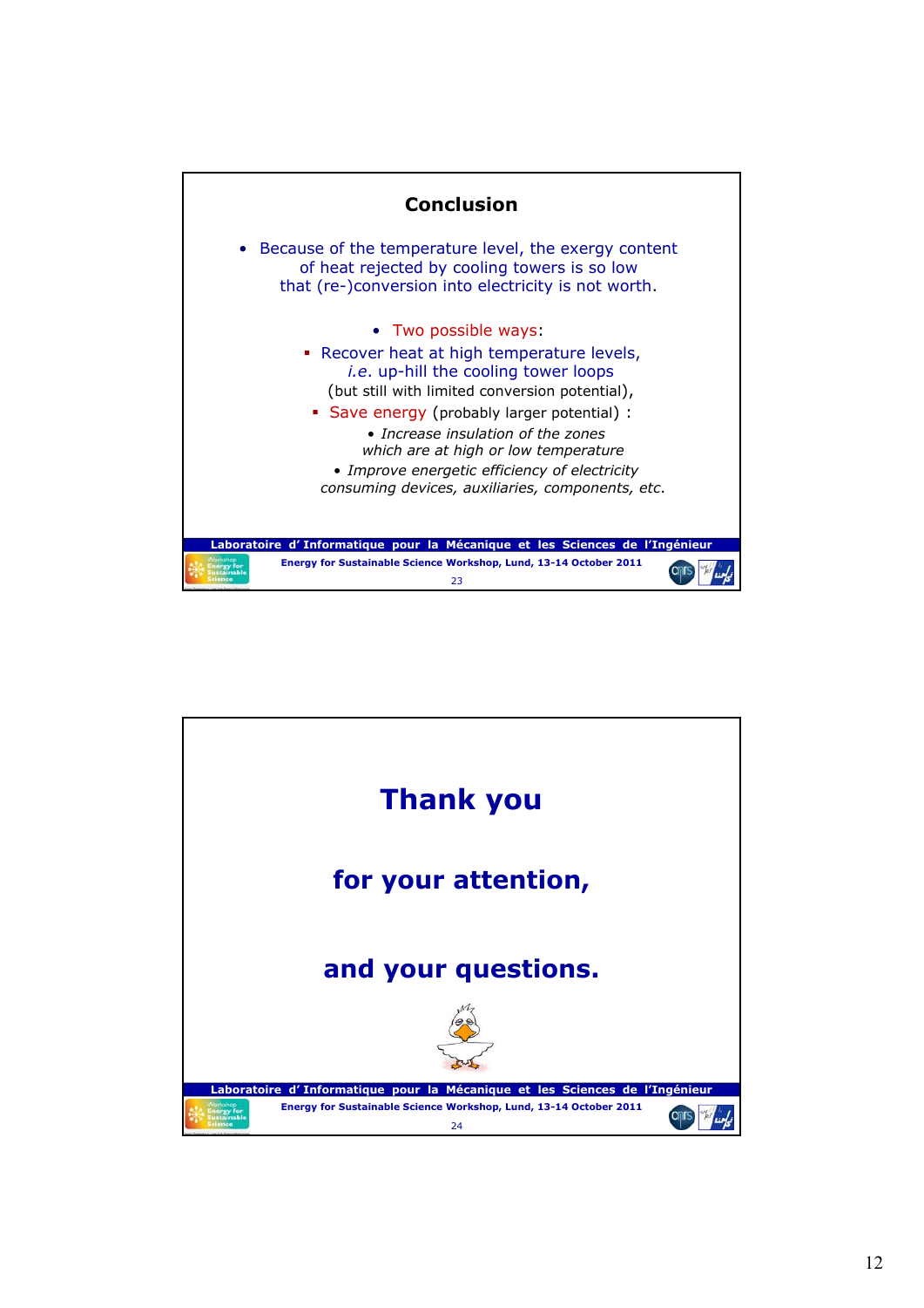## Conclusion

- Because of the temperature level, the exergy content of heat rejected by cooling towers is so low that (re-)conversion into electricity is not worth.

- Two possible ways:
  - Recover heat at high temperature levels, *i.e.* up-hill the cooling tower loops (but still with limited conversion potential),
  - Save energy (probably larger potential) :
    - *Increase insulation of the zones which are at high or low temperature*
    - *Improve energetic efficiency of electricity consuming devices, auxiliaries, components, etc.*

Laboratoire d' Informatique pour la Mécanique et les Sciences de l'Ingénieur

Energy for Sustainable Science Workshop, Lund, 13-14 October 2011

# Thank you

## for your attention,

## and your questions.

Laboratoire d' Informatique pour la Mécanique et les Sciences de l'Ingénieur

Energy for Sustainable Science Workshop, Lund, 13-14 October 2011